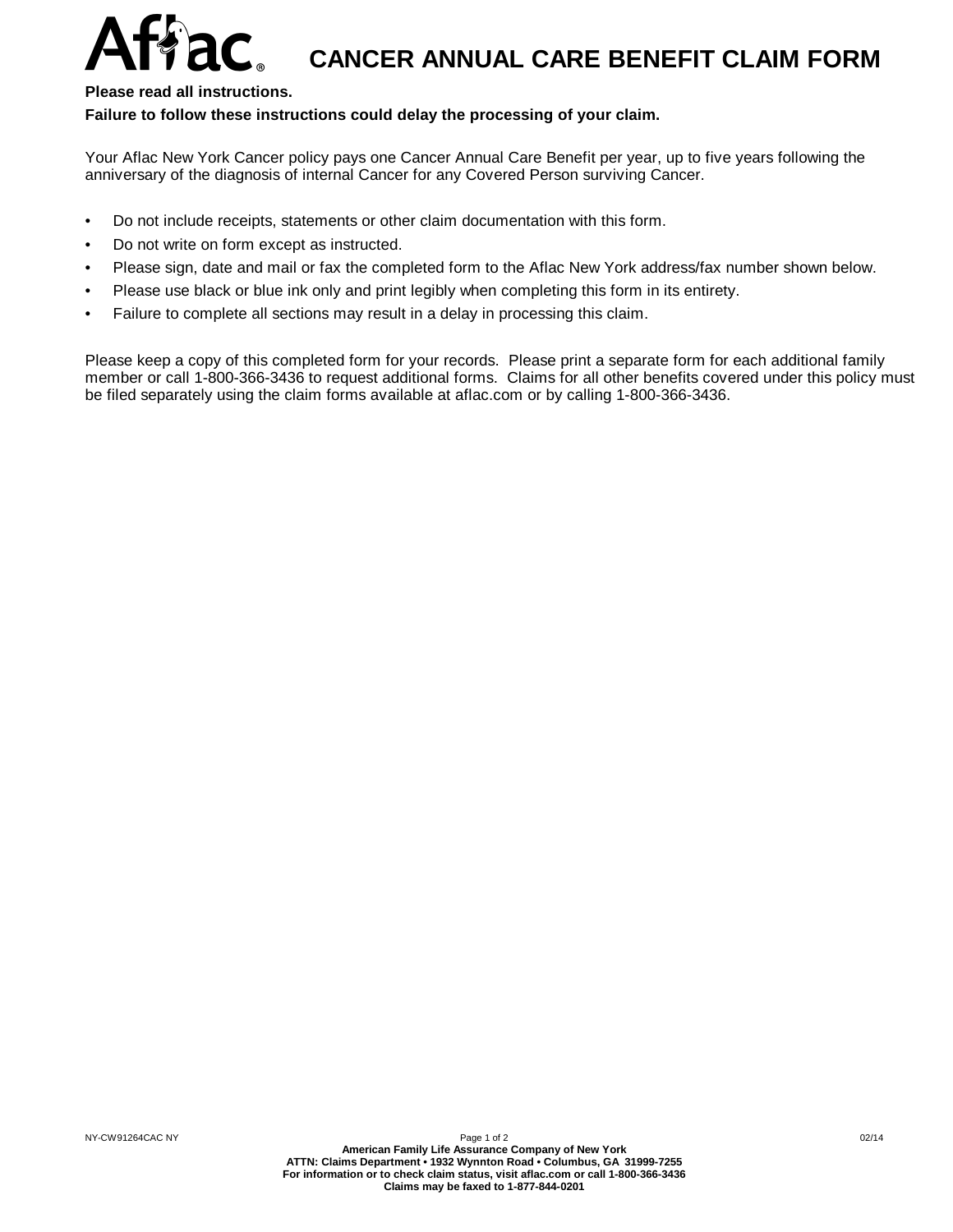# Aflac CANCER ANNUAL CARE BENEFIT CLAIM FORM

**Please read all instructions.**

**Failure to follow these instructions could delay the processing of your claim.**

Your Aflac New York Cancer policy pays one Cancer Annual Care Benefit per year, up to five years following the anniversary of the diagnosis of internal Cancer for any Covered Person surviving Cancer.

- Do not include receipts, statements or other claim documentation with this form.
- Do not write on form except as instructed.
- Please sign, date and mail or fax the completed form to the Aflac New York address/fax number shown below.
- Please use black or blue ink only and print legibly when completing this form in its entirety.
- Failure to complete all sections may result in a delay in processing this claim.

Please keep a copy of this completed form for your records. Please print a separate form for each additional family member or call 1-800-366-3436 to request additional forms. Claims for all other benefits covered under this policy must be filed separately using the claim forms available at aflac.com or by calling 1-800-366-3436.

**American Family Life Assurance Company of New York**
**ATTN: Claims Department • 1932 Wynnton Road • Columbus, GA 31999-7255**
**For information or to check claim status, visit aflac.com or call 1-800-366-3436**
**Claims may be faxed to 1-877-844-0201**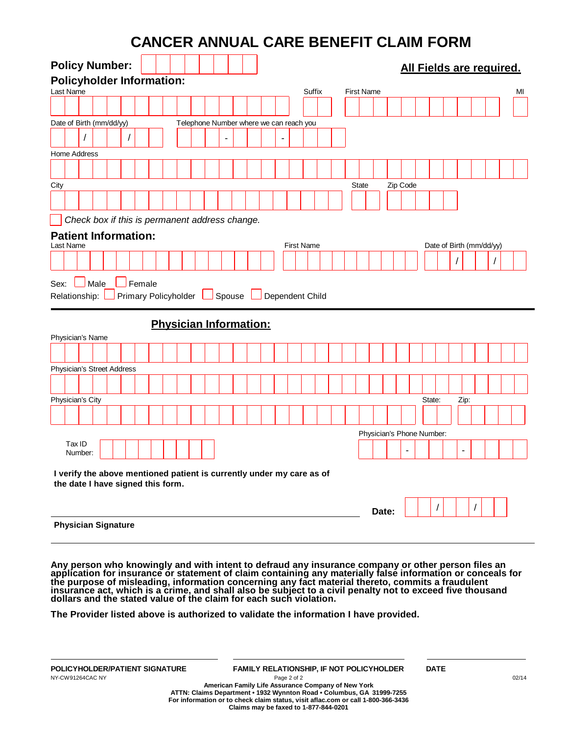# CANCER ANNUAL CARE BENEFIT CLAIM FORM

**Policy Number:**

**All Fields are required.**

## Policyholder Information:

Last Name | Suffix | First Name | MI

Date of Birth (mm/dd/yy) &nbsp;&nbsp; / &nbsp;&nbsp; /

Telephone Number where we can reach you &nbsp;&nbsp; - &nbsp;&nbsp; -

Home Address

City | State | Zip Code

☐ *Check box if this is permanent address change.*

## Patient Information:

Last Name | First Name | Date of Birth (mm/dd/yy) &nbsp;&nbsp; / &nbsp;&nbsp; /

Sex: ☐ Male ☐ Female

Relationship: ☐ Primary Policyholder ☐ Spouse ☐ Dependent Child

## Physician Information:

Physician's Name

Physician's Street Address

Physician's City | State: | Zip:

Tax ID Number:

Physician's Phone Number: &nbsp;&nbsp; - &nbsp;&nbsp; -

**I verify the above mentioned patient is currently under my care as of the date I have signed this form.**

**Physician Signature**

**Date:** &nbsp;&nbsp; / &nbsp;&nbsp; /

**Any person who knowingly and with intent to defraud any insurance company or other person files an application for insurance or statement of claim containing any materially false information or conceals for the purpose of misleading, information concerning any fact material thereto, commits a fraudulent insurance act, which is a crime, and shall also be subject to a civil penalty not to exceed five thousand dollars and the stated value of the claim for each such violation.**

**The Provider listed above is authorized to validate the information I have provided.**

**POLICYHOLDER/PATIENT SIGNATURE** | **FAMILY RELATIONSHIP, IF NOT POLICYHOLDER** | **DATE**

NY-CW91264CAC NY

02/14

**American Family Life Assurance Company of New York**
**ATTN: Claims Department • 1932 Wynnton Road • Columbus, GA 31999-7255**
**For information or to check claim status, visit aflac.com or call 1-800-366-3436**
**Claims may be faxed to 1-877-844-0201**